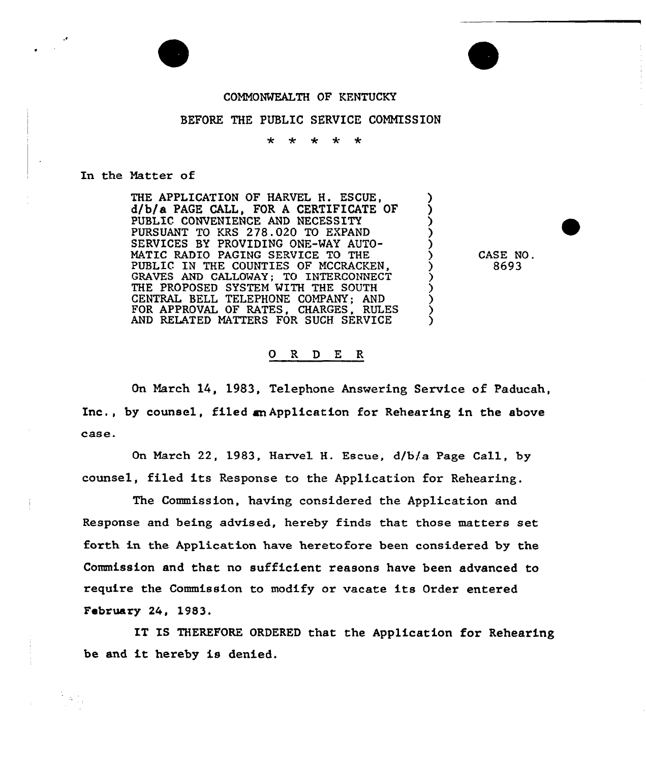COMMONWEALTH OF KENTUCKY

BEFORE THE PUBLIC SERVICE COMMISSION

\* \* \* \* \*

In the Matter of

| | |
|---|---|
| THE APPLICATION OF HARVEL H. ESCUE, d/b/a PAGE CALL, FOR A CERTIFICATE OF PUBLIC CONVENIENCE AND NECESSITY PURSUANT TO KRS 278.020 TO EXPAND SERVICES BY PROVIDING ONE-WAY AUTOMATIC RADIO PAGING SERVICE TO THE PUBLIC IN THE COUNTIES OF MCCRACKEN, GRAVES AND CALLOWAY; TO INTERCONNECT THE PROPOSED SYSTEM WITH THE SOUTH CENTRAL BELL TELEPHONE COMPANY; AND FOR APPROVAL OF RATES, CHARGES, RULES AND RELATED MATTERS FOR SUCH SERVICE | CASE NO. 8693 |

## O R D E R

On March 14, 1983, Telephone Answering Service of Paducah, Inc., by counsel, filed an Application for Rehearing in the above case.

On March 22, 1983, Harvel H. Escue, d/b/a Page Call, by counsel, filed its Response to the Application for Rehearing.

The Commission, having considered the Application and Response and being advised, hereby finds that those matters set forth in the Application have heretofore been considered by the Commission and that no sufficient reasons have been advanced to require the Commission to modify or vacate its Order entered February 24, 1983.

IT IS THEREFORE ORDERED that the Application for Rehearing be and it hereby is denied.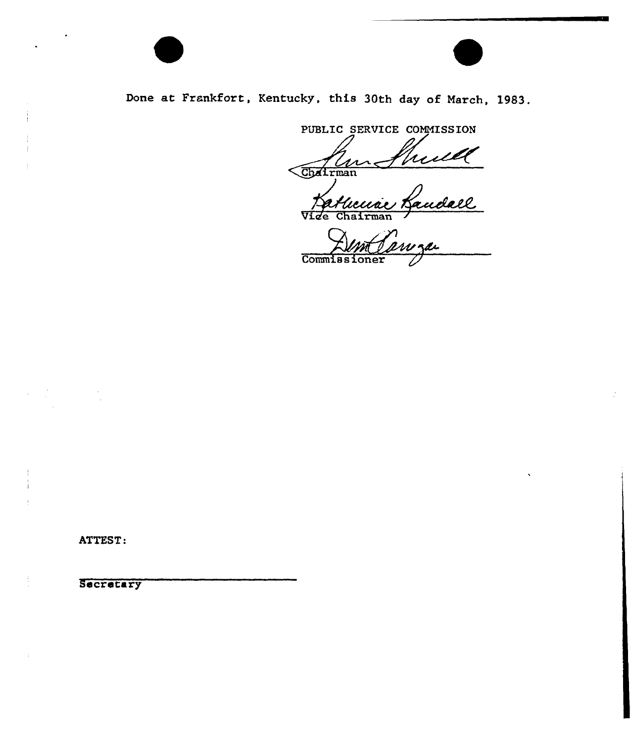Done at Frankfort, Kentucky, this 30th day of March, 1983.

PUBLIC SERVICE COMMISSION

Chairman

Vice Chairman

Commissioner

ATTEST:

Secretary